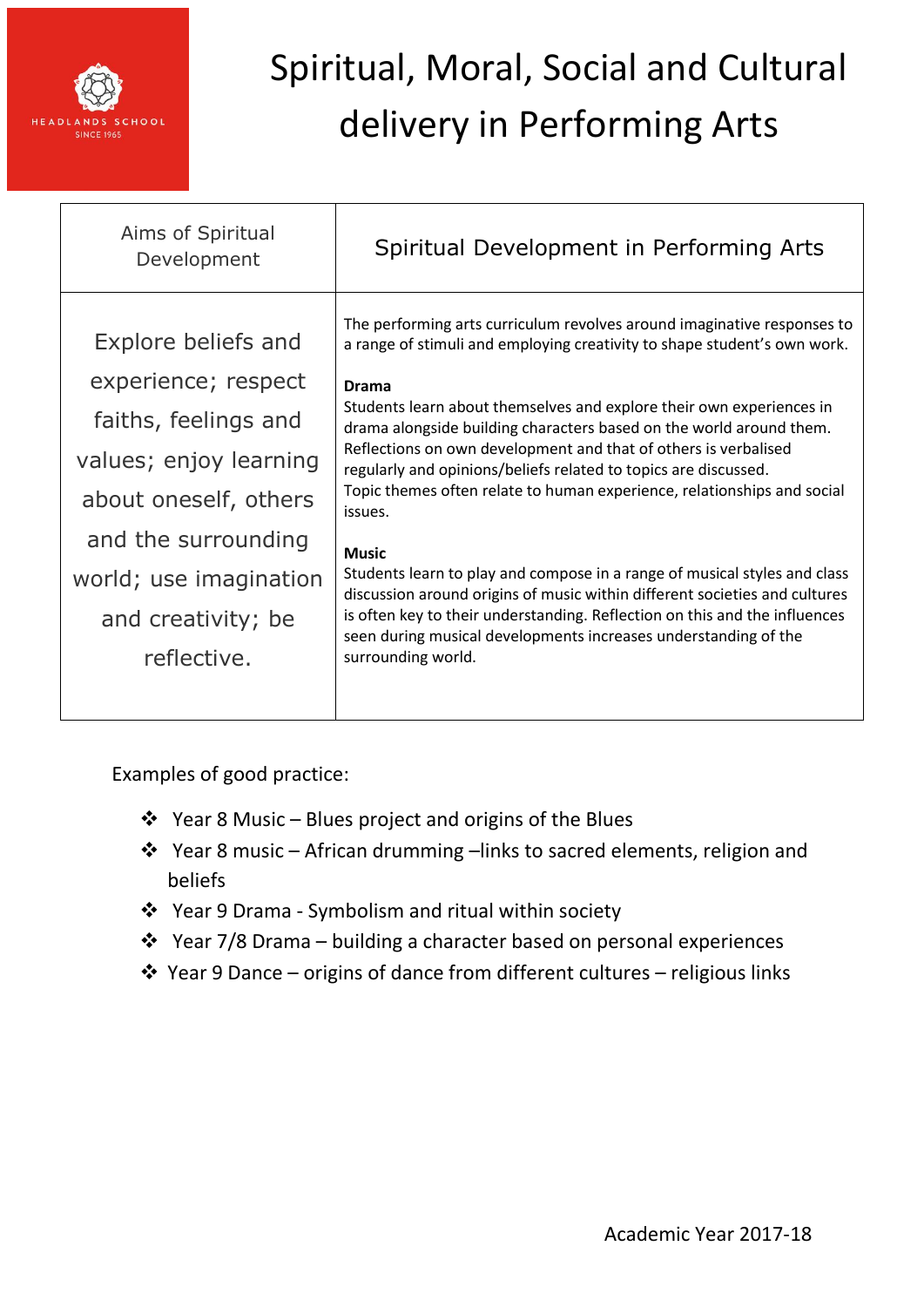# Spiritual, Moral, Social and Cultural delivery in Performing Arts

| Aims of Spiritual Development | Spiritual Development in Performing Arts |
| --- | --- |
| Explore beliefs and experience; respect faiths, feelings and values; enjoy learning about oneself, others and the surrounding world; use imagination and creativity; be reflective. | The performing arts curriculum revolves around imaginative responses to a range of stimuli and employing creativity to shape student's own work.<br><br>**Drama**<br>Students learn about themselves and explore their own experiences in drama alongside building characters based on the world around them. Reflections on own development and that of others is verbalised regularly and opinions/beliefs related to topics are discussed. Topic themes often relate to human experience, relationships and social issues.<br><br>**Music**<br>Students learn to play and compose in a range of musical styles and class discussion around origins of music within different societies and cultures is often key to their understanding. Reflection on this and the influences seen during musical developments increases understanding of the surrounding world. |

Examples of good practice:

- Year 8 Music – Blues project and origins of the Blues
- Year 8 music – African drumming –links to sacred elements, religion and beliefs
- Year 9 Drama - Symbolism and ritual within society
- Year 7/8 Drama – building a character based on personal experiences
- Year 9 Dance – origins of dance from different cultures – religious links

Academic Year 2017-18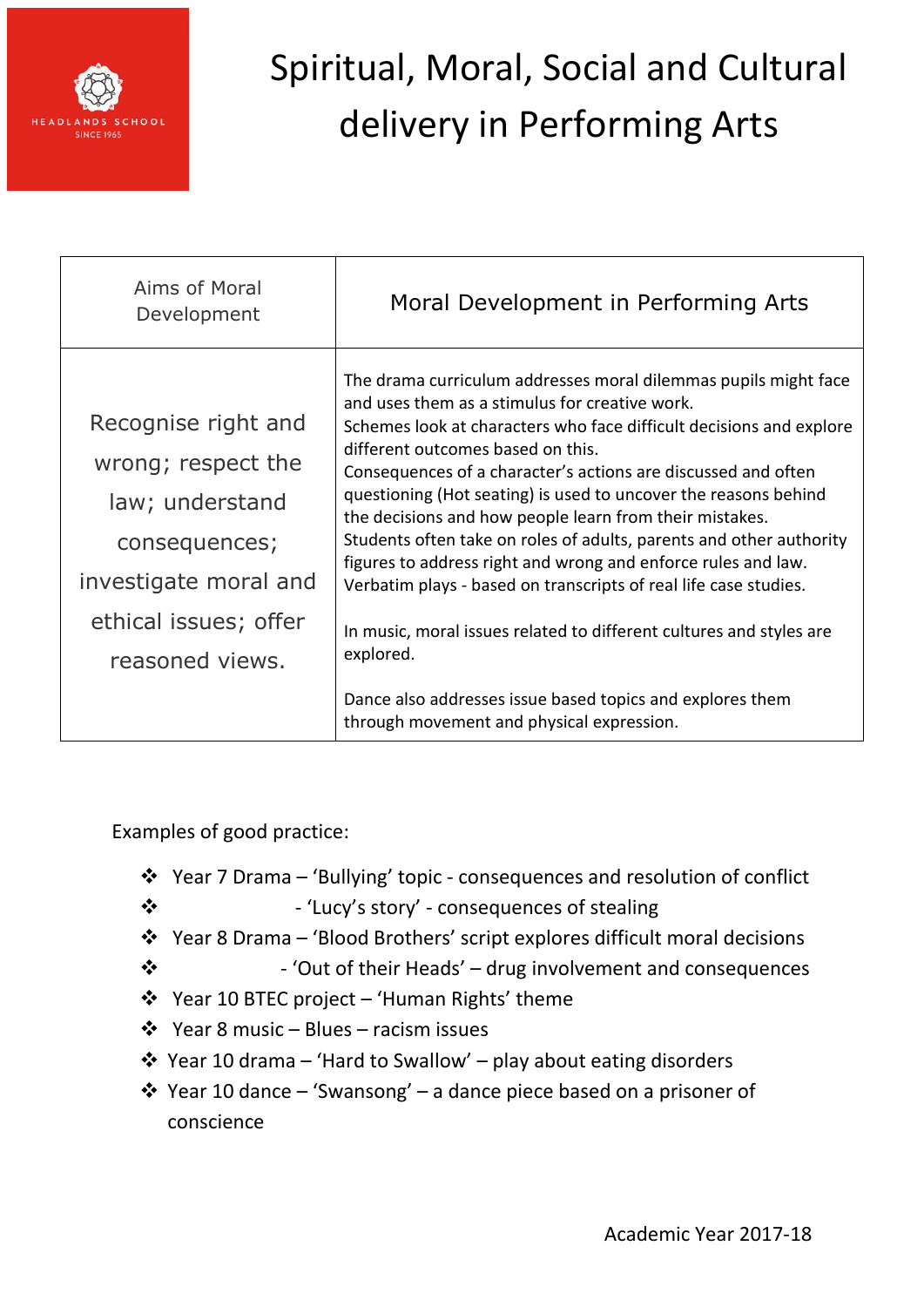HEADLANDS SCHOOL
SINCE 1965

# Spiritual, Moral, Social and Cultural delivery in Performing Arts

| Aims of Moral Development | Moral Development in Performing Arts |
|---|---|
| Recognise right and wrong; respect the law; understand consequences; investigate moral and ethical issues; offer reasoned views. | The drama curriculum addresses moral dilemmas pupils might face and uses them as a stimulus for creative work.<br>Schemes look at characters who face difficult decisions and explore different outcomes based on this.<br>Consequences of a character's actions are discussed and often questioning (Hot seating) is used to uncover the reasons behind the decisions and how people learn from their mistakes.<br>Students often take on roles of adults, parents and other authority figures to address right and wrong and enforce rules and law.<br>Verbatim plays - based on transcripts of real life case studies.<br><br>In music, moral issues related to different cultures and styles are explored.<br><br>Dance also addresses issue based topics and explores them through movement and physical expression. |

Examples of good practice:

- Year 7 Drama – 'Bullying' topic - consequences and resolution of conflict
- - 'Lucy's story' - consequences of stealing
- Year 8 Drama – 'Blood Brothers' script explores difficult moral decisions
- - 'Out of their Heads' – drug involvement and consequences
- Year 10 BTEC project – 'Human Rights' theme
- Year 8 music – Blues – racism issues
- Year 10 drama – 'Hard to Swallow' – play about eating disorders
- Year 10 dance – 'Swansong' – a dance piece based on a prisoner of conscience

Academic Year 2017-18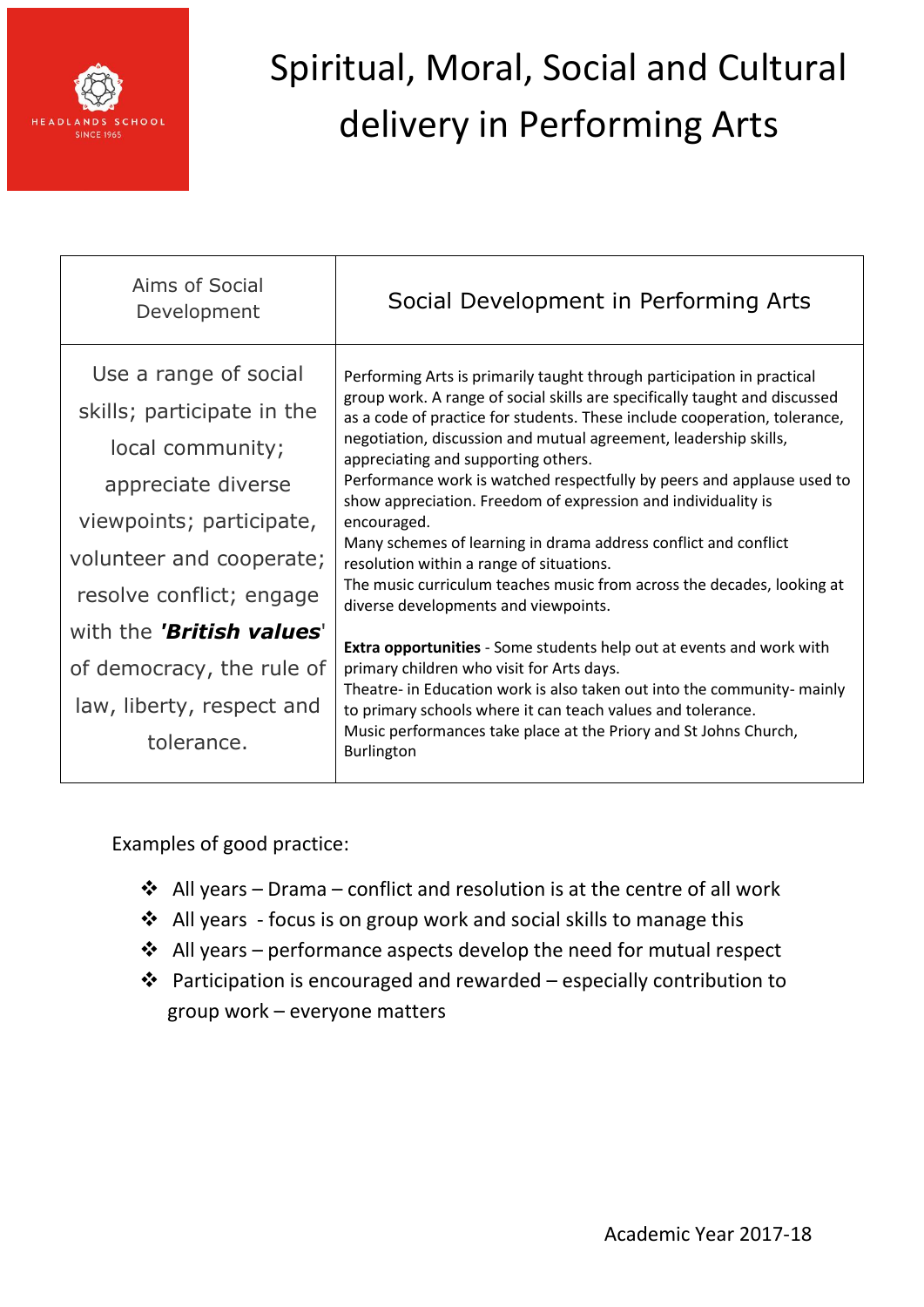# Spiritual, Moral, Social and Cultural delivery in Performing Arts

| Aims of Social Development | Social Development in Performing Arts |
|---|---|
| Use a range of social skills; participate in the local community; appreciate diverse viewpoints; participate, volunteer and cooperate; resolve conflict; engage with the ***'British values'*** of democracy, the rule of law, liberty, respect and tolerance. | Performing Arts is primarily taught through participation in practical group work. A range of social skills are specifically taught and discussed as a code of practice for students. These include cooperation, tolerance, negotiation, discussion and mutual agreement, leadership skills, appreciating and supporting others.<br>Performance work is watched respectfully by peers and applause used to show appreciation. Freedom of expression and individuality is encouraged.<br>Many schemes of learning in drama address conflict and conflict resolution within a range of situations.<br>The music curriculum teaches music from across the decades, looking at diverse developments and viewpoints.<br><br>**Extra opportunities** - Some students help out at events and work with primary children who visit for Arts days.<br>Theatre- in Education work is also taken out into the community- mainly to primary schools where it can teach values and tolerance.<br>Music performances take place at the Priory and St Johns Church, Burlington |

Examples of good practice:

- All years – Drama – conflict and resolution is at the centre of all work
- All years - focus is on group work and social skills to manage this
- All years – performance aspects develop the need for mutual respect
- Participation is encouraged and rewarded – especially contribution to group work – everyone matters

Academic Year 2017-18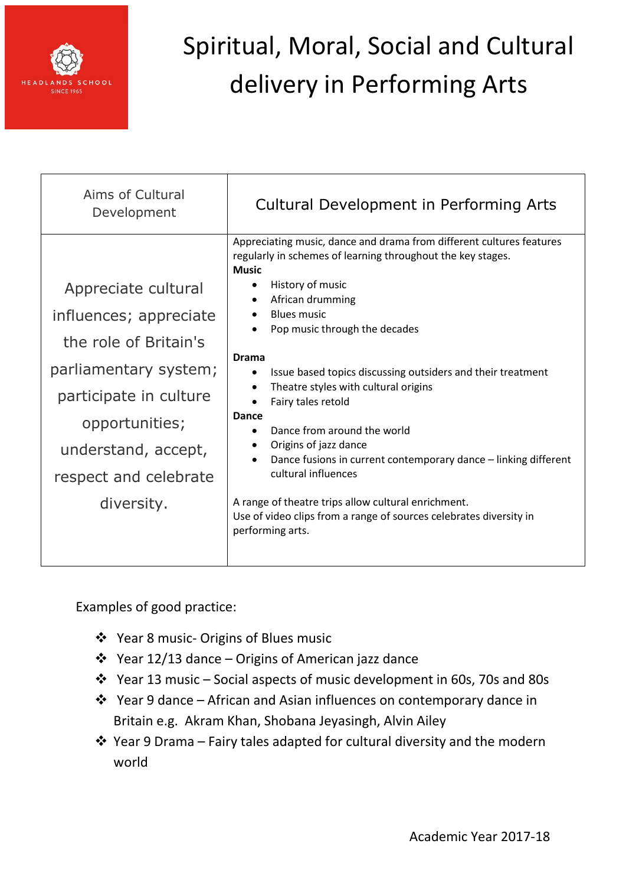HEADLANDS SCHOOL
SINCE 1965

# Spiritual, Moral, Social and Cultural delivery in Performing Arts

| Aims of Cultural Development | Cultural Development in Performing Arts |
| --- | --- |
| Appreciate cultural influences; appreciate the role of Britain's parliamentary system; participate in culture opportunities; understand, accept, respect and celebrate diversity. | Appreciating music, dance and drama from different cultures features regularly in schemes of learning throughout the key stages.<br>**Music**<br>• History of music<br>• African drumming<br>• Blues music<br>• Pop music through the decades<br><br>**Drama**<br>• Issue based topics discussing outsiders and their treatment<br>• Theatre styles with cultural origins<br>• Fairy tales retold<br>**Dance**<br>• Dance from around the world<br>• Origins of jazz dance<br>• Dance fusions in current contemporary dance – linking different cultural influences<br><br>A range of theatre trips allow cultural enrichment.<br>Use of video clips from a range of sources celebrates diversity in performing arts. |

Examples of good practice:

- Year 8 music- Origins of Blues music
- Year 12/13 dance – Origins of American jazz dance
- Year 13 music – Social aspects of music development in 60s, 70s and 80s
- Year 9 dance – African and Asian influences on contemporary dance in Britain e.g. Akram Khan, Shobana Jeyasingh, Alvin Ailey
- Year 9 Drama – Fairy tales adapted for cultural diversity and the modern world

Academic Year 2017-18